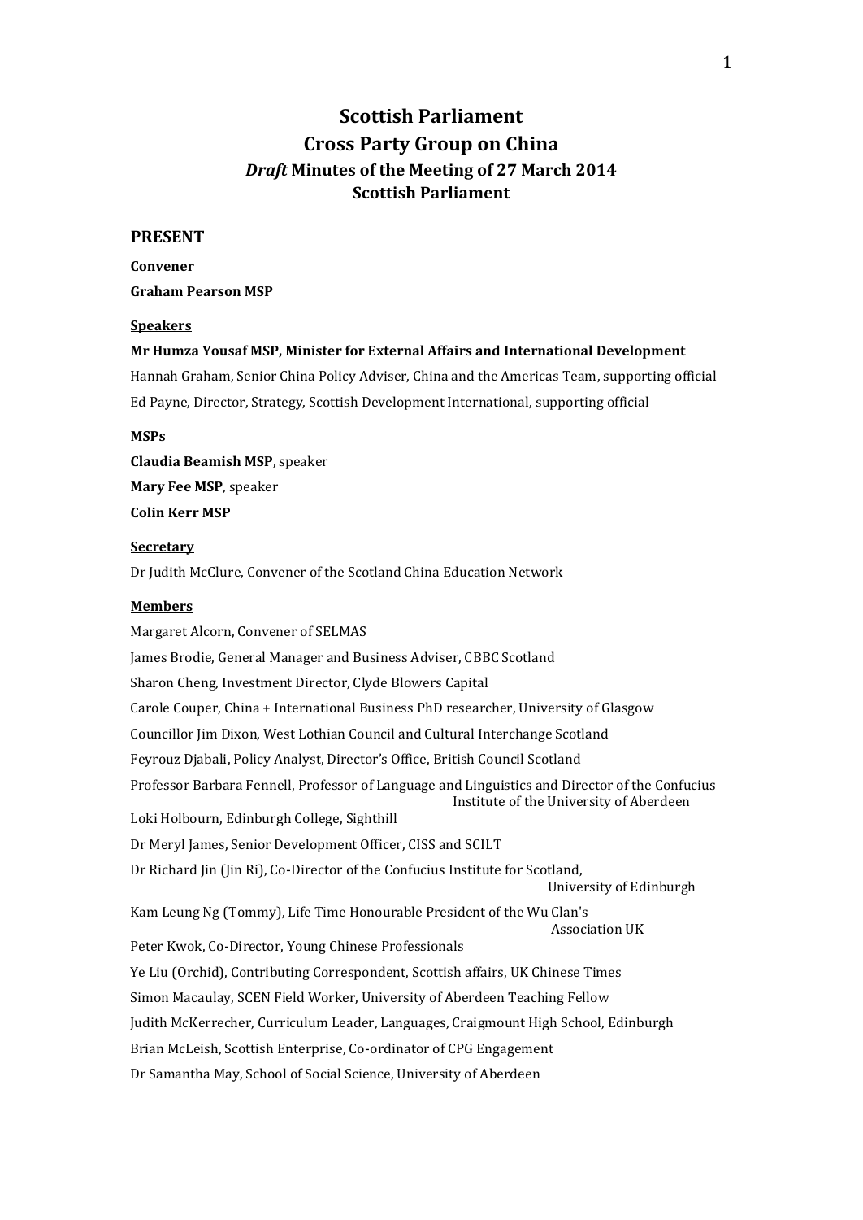# Scottish Parliament
# Cross Party Group on China
## *Draft* Minutes of the Meeting of 27 March 2014
## Scottish Parliament

### PRESENT

**Convener**

**Graham Pearson MSP**

**Speakers**

**Mr Humza Yousaf MSP, Minister for External Affairs and International Development**

Hannah Graham, Senior China Policy Adviser, China and the Americas Team, supporting official

Ed Payne, Director, Strategy, Scottish Development International, supporting official

**MSPs**

**Claudia Beamish MSP**, speaker

**Mary Fee MSP**, speaker

**Colin Kerr MSP**

**Secretary**

Dr Judith McClure, Convener of the Scotland China Education Network

**Members**

Margaret Alcorn, Convener of SELMAS

James Brodie, General Manager and Business Adviser, CBBC Scotland

Sharon Cheng, Investment Director, Clyde Blowers Capital

Carole Couper, China + International Business PhD researcher, University of Glasgow

Councillor Jim Dixon, West Lothian Council and Cultural Interchange Scotland

Feyrouz Djabali, Policy Analyst, Director's Office, British Council Scotland

Professor Barbara Fennell, Professor of Language and Linguistics and Director of the Confucius Institute of the University of Aberdeen

Loki Holbourn, Edinburgh College, Sighthill

Dr Meryl James, Senior Development Officer, CISS and SCILT

Dr Richard Jin (Jin Ri), Co-Director of the Confucius Institute for Scotland, University of Edinburgh

Kam Leung Ng (Tommy), Life Time Honourable President of the Wu Clan's Association UK

Peter Kwok, Co-Director, Young Chinese Professionals

Ye Liu (Orchid), Contributing Correspondent, Scottish affairs, UK Chinese Times

Simon Macaulay, SCEN Field Worker, University of Aberdeen Teaching Fellow

Judith McKerrecher, Curriculum Leader, Languages, Craigmount High School, Edinburgh

Brian McLeish, Scottish Enterprise, Co-ordinator of CPG Engagement

Dr Samantha May, School of Social Science, University of Aberdeen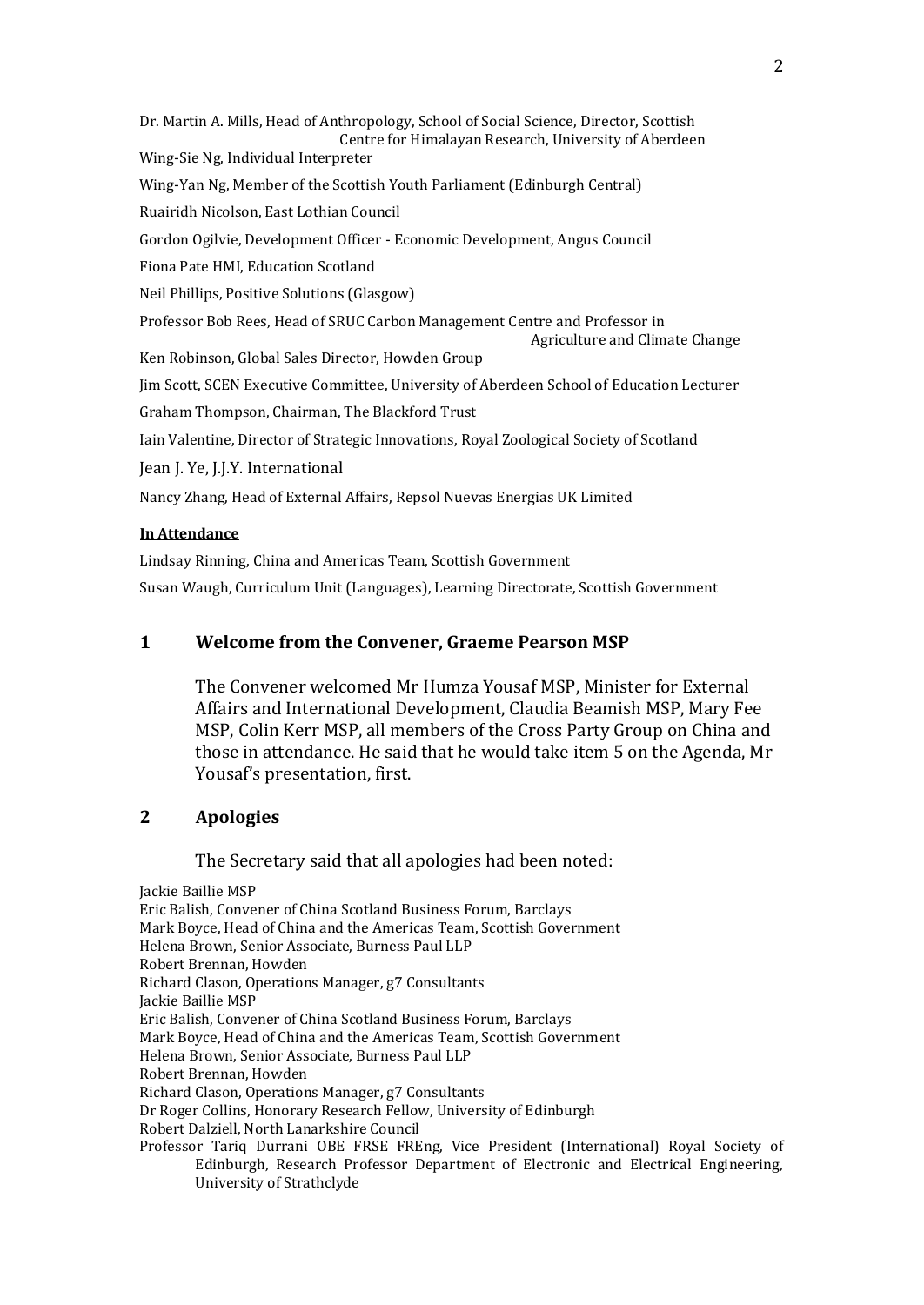Dr. Martin A. Mills, Head of Anthropology, School of Social Science, Director, Scottish Centre for Himalayan Research, University of Aberdeen

Wing-Sie Ng, Individual Interpreter

Wing-Yan Ng, Member of the Scottish Youth Parliament (Edinburgh Central)

Ruairidh Nicolson, East Lothian Council

Gordon Ogilvie, Development Officer - Economic Development, Angus Council

Fiona Pate HMI, Education Scotland

Neil Phillips, Positive Solutions (Glasgow)

Professor Bob Rees, Head of SRUC Carbon Management Centre and Professor in Agriculture and Climate Change

Ken Robinson, Global Sales Director, Howden Group

Jim Scott, SCEN Executive Committee, University of Aberdeen School of Education Lecturer

Graham Thompson, Chairman, The Blackford Trust

Iain Valentine, Director of Strategic Innovations, Royal Zoological Society of Scotland

Jean J. Ye, J.J.Y. International

Nancy Zhang, Head of External Affairs, Repsol Nuevas Energias UK Limited

**In Attendance**

Lindsay Rinning, China and Americas Team, Scottish Government

Susan Waugh, Curriculum Unit (Languages), Learning Directorate, Scottish Government

## 1 Welcome from the Convener, Graeme Pearson MSP

The Convener welcomed Mr Humza Yousaf MSP, Minister for External Affairs and International Development, Claudia Beamish MSP, Mary Fee MSP, Colin Kerr MSP, all members of the Cross Party Group on China and those in attendance. He said that he would take item 5 on the Agenda, Mr Yousaf's presentation, first.

## 2 Apologies

The Secretary said that all apologies had been noted:

Jackie Baillie MSP
Eric Balish, Convener of China Scotland Business Forum, Barclays
Mark Boyce, Head of China and the Americas Team, Scottish Government
Helena Brown, Senior Associate, Burness Paul LLP
Robert Brennan, Howden
Richard Clason, Operations Manager, g7 Consultants
Jackie Baillie MSP
Eric Balish, Convener of China Scotland Business Forum, Barclays
Mark Boyce, Head of China and the Americas Team, Scottish Government
Helena Brown, Senior Associate, Burness Paul LLP
Robert Brennan, Howden
Richard Clason, Operations Manager, g7 Consultants
Dr Roger Collins, Honorary Research Fellow, University of Edinburgh
Robert Dalziell, North Lanarkshire Council
Professor Tariq Durrani OBE FRSE FREng, Vice President (International) Royal Society of Edinburgh, Research Professor Department of Electronic and Electrical Engineering, University of Strathclyde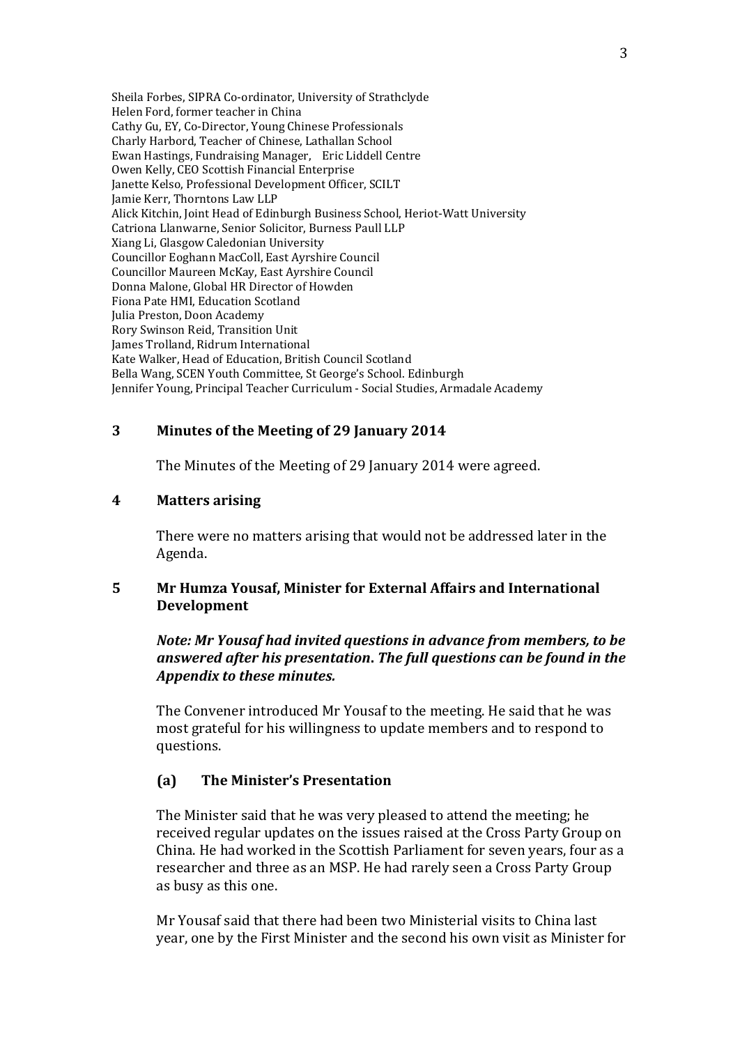Sheila Forbes, SIPRA Co-ordinator, University of Strathclyde
Helen Ford, former teacher in China
Cathy Gu, EY, Co-Director, Young Chinese Professionals
Charly Harbord, Teacher of Chinese, Lathallan School
Ewan Hastings, Fundraising Manager, Eric Liddell Centre
Owen Kelly, CEO Scottish Financial Enterprise
Janette Kelso, Professional Development Officer, SCILT
Jamie Kerr, Thorntons Law LLP
Alick Kitchin, Joint Head of Edinburgh Business School, Heriot-Watt University
Catriona Llanwarne, Senior Solicitor, Burness Paull LLP
Xiang Li, Glasgow Caledonian University
Councillor Eoghann MacColl, East Ayrshire Council
Councillor Maureen McKay, East Ayrshire Council
Donna Malone, Global HR Director of Howden
Fiona Pate HMI, Education Scotland
Julia Preston, Doon Academy
Rory Swinson Reid, Transition Unit
James Trolland, Ridrum International
Kate Walker, Head of Education, British Council Scotland
Bella Wang, SCEN Youth Committee, St George's School. Edinburgh
Jennifer Young, Principal Teacher Curriculum - Social Studies, Armadale Academy

## 3 Minutes of the Meeting of 29 January 2014

The Minutes of the Meeting of 29 January 2014 were agreed.

## 4 Matters arising

There were no matters arising that would not be addressed later in the Agenda.

## 5 Mr Humza Yousaf, Minister for External Affairs and International Development

***Note: Mr Yousaf had invited questions in advance from members, to be answered after his presentation. The full questions can be found in the Appendix to these minutes.***

The Convener introduced Mr Yousaf to the meeting. He said that he was most grateful for his willingness to update members and to respond to questions.

### (a) The Minister's Presentation

The Minister said that he was very pleased to attend the meeting; he received regular updates on the issues raised at the Cross Party Group on China. He had worked in the Scottish Parliament for seven years, four as a researcher and three as an MSP. He had rarely seen a Cross Party Group as busy as this one.

Mr Yousaf said that there had been two Ministerial visits to China last year, one by the First Minister and the second his own visit as Minister for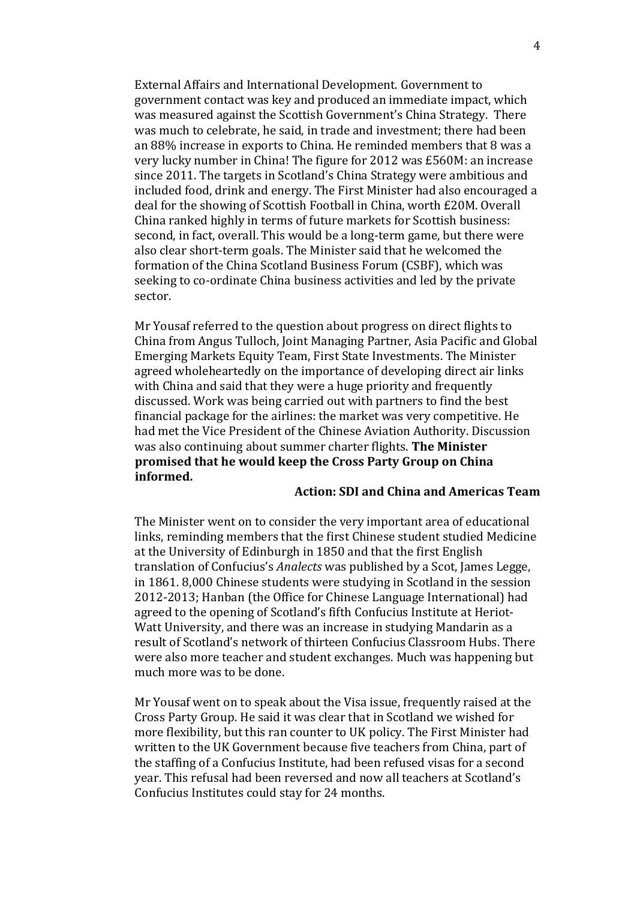External Affairs and International Development. Government to government contact was key and produced an immediate impact, which was measured against the Scottish Government's China Strategy. There was much to celebrate, he said, in trade and investment; there had been an 88% increase in exports to China. He reminded members that 8 was a very lucky number in China! The figure for 2012 was £560M: an increase since 2011. The targets in Scotland's China Strategy were ambitious and included food, drink and energy. The First Minister had also encouraged a deal for the showing of Scottish Football in China, worth £20M. Overall China ranked highly in terms of future markets for Scottish business: second, in fact, overall. This would be a long-term game, but there were also clear short-term goals. The Minister said that he welcomed the formation of the China Scotland Business Forum (CSBF), which was seeking to co-ordinate China business activities and led by the private sector.

Mr Yousaf referred to the question about progress on direct flights to China from Angus Tulloch, Joint Managing Partner, Asia Pacific and Global Emerging Markets Equity Team, First State Investments. The Minister agreed wholeheartedly on the importance of developing direct air links with China and said that they were a huge priority and frequently discussed. Work was being carried out with partners to find the best financial package for the airlines: the market was very competitive. He had met the Vice President of the Chinese Aviation Authority. Discussion was also continuing about summer charter flights. **The Minister promised that he would keep the Cross Party Group on China informed.**

**Action: SDI and China and Americas Team**

The Minister went on to consider the very important area of educational links, reminding members that the first Chinese student studied Medicine at the University of Edinburgh in 1850 and that the first English translation of Confucius's *Analects* was published by a Scot, James Legge, in 1861. 8,000 Chinese students were studying in Scotland in the session 2012-2013; Hanban (the Office for Chinese Language International) had agreed to the opening of Scotland's fifth Confucius Institute at Heriot-Watt University, and there was an increase in studying Mandarin as a result of Scotland's network of thirteen Confucius Classroom Hubs. There were also more teacher and student exchanges. Much was happening but much more was to be done.

Mr Yousaf went on to speak about the Visa issue, frequently raised at the Cross Party Group. He said it was clear that in Scotland we wished for more flexibility, but this ran counter to UK policy. The First Minister had written to the UK Government because five teachers from China, part of the staffing of a Confucius Institute, had been refused visas for a second year. This refusal had been reversed and now all teachers at Scotland's Confucius Institutes could stay for 24 months.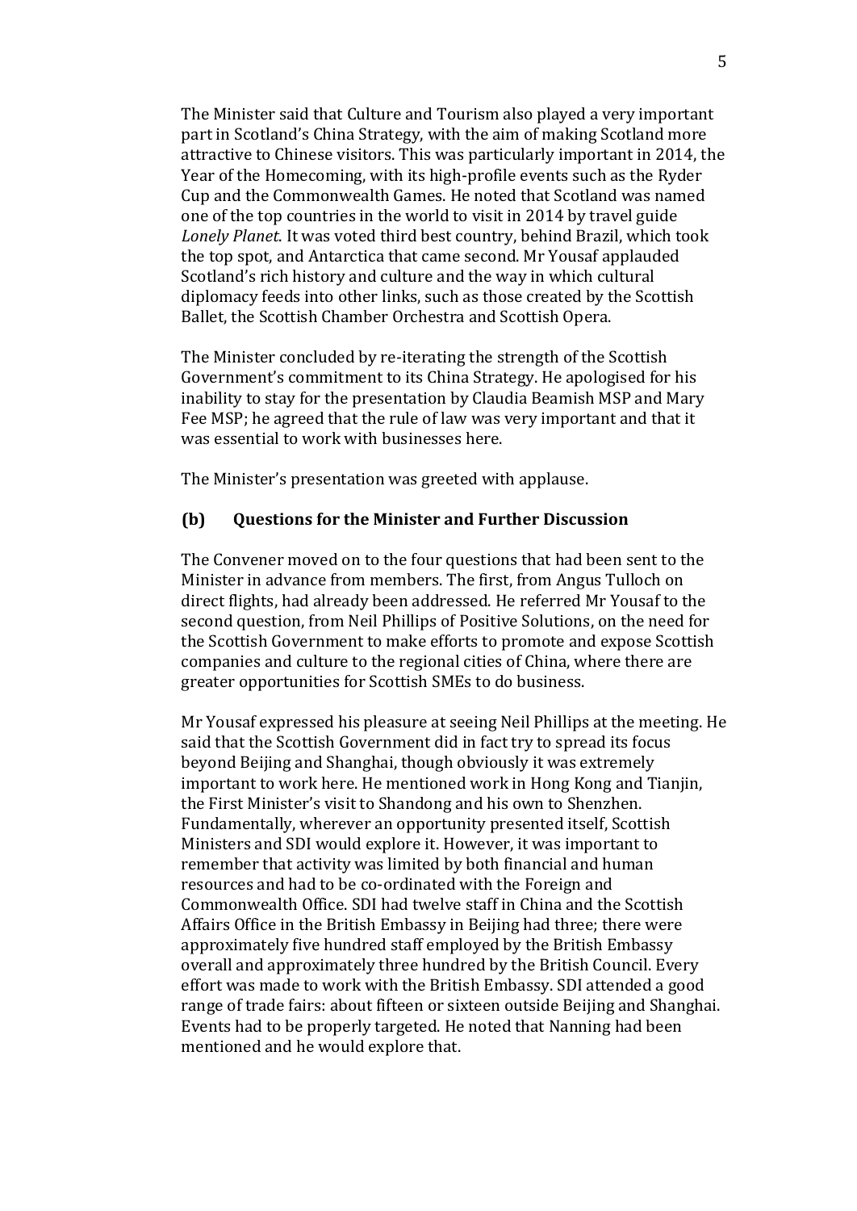The Minister said that Culture and Tourism also played a very important part in Scotland's China Strategy, with the aim of making Scotland more attractive to Chinese visitors. This was particularly important in 2014, the Year of the Homecoming, with its high-profile events such as the Ryder Cup and the Commonwealth Games. He noted that Scotland was named one of the top countries in the world to visit in 2014 by travel guide *Lonely Planet*. It was voted third best country, behind Brazil, which took the top spot, and Antarctica that came second. Mr Yousaf applauded Scotland's rich history and culture and the way in which cultural diplomacy feeds into other links, such as those created by the Scottish Ballet, the Scottish Chamber Orchestra and Scottish Opera.

The Minister concluded by re-iterating the strength of the Scottish Government's commitment to its China Strategy. He apologised for his inability to stay for the presentation by Claudia Beamish MSP and Mary Fee MSP; he agreed that the rule of law was very important and that it was essential to work with businesses here.

The Minister's presentation was greeted with applause.

### (b) Questions for the Minister and Further Discussion

The Convener moved on to the four questions that had been sent to the Minister in advance from members. The first, from Angus Tulloch on direct flights, had already been addressed. He referred Mr Yousaf to the second question, from Neil Phillips of Positive Solutions, on the need for the Scottish Government to make efforts to promote and expose Scottish companies and culture to the regional cities of China, where there are greater opportunities for Scottish SMEs to do business.

Mr Yousaf expressed his pleasure at seeing Neil Phillips at the meeting. He said that the Scottish Government did in fact try to spread its focus beyond Beijing and Shanghai, though obviously it was extremely important to work here. He mentioned work in Hong Kong and Tianjin, the First Minister's visit to Shandong and his own to Shenzhen. Fundamentally, wherever an opportunity presented itself, Scottish Ministers and SDI would explore it. However, it was important to remember that activity was limited by both financial and human resources and had to be co-ordinated with the Foreign and Commonwealth Office. SDI had twelve staff in China and the Scottish Affairs Office in the British Embassy in Beijing had three; there were approximately five hundred staff employed by the British Embassy overall and approximately three hundred by the British Council. Every effort was made to work with the British Embassy. SDI attended a good range of trade fairs: about fifteen or sixteen outside Beijing and Shanghai. Events had to be properly targeted. He noted that Nanning had been mentioned and he would explore that.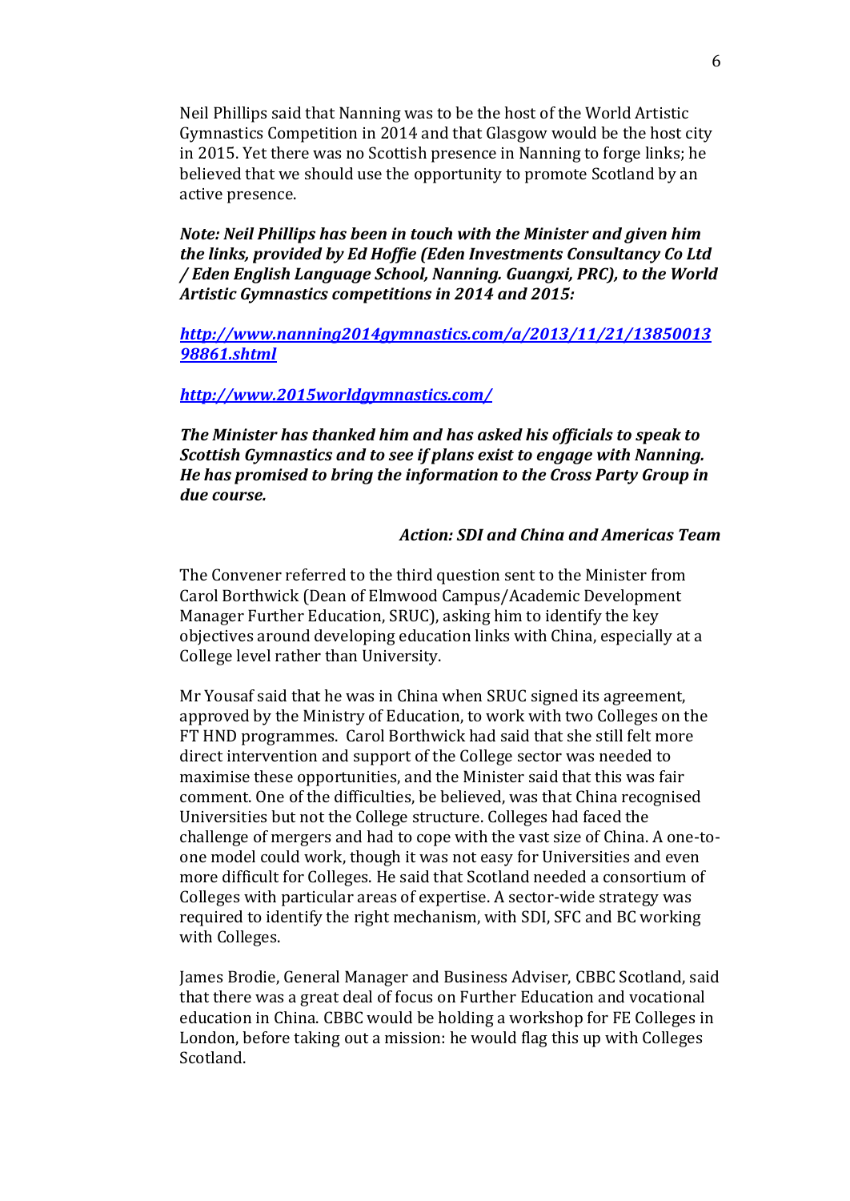Neil Phillips said that Nanning was to be the host of the World Artistic Gymnastics Competition in 2014 and that Glasgow would be the host city in 2015. Yet there was no Scottish presence in Nanning to forge links; he believed that we should use the opportunity to promote Scotland by an active presence.

***Note: Neil Phillips has been in touch with the Minister and given him the links, provided by Ed Hoffie (Eden Investments Consultancy Co Ltd / Eden English Language School, Nanning. Guangxi, PRC), to the World Artistic Gymnastics competitions in 2014 and 2015:***

***http://www.nanning2014gymnastics.com/a/2013/11/21/1385001398861.shtml***

***http://www.2015worldgymnastics.com/***

***The Minister has thanked him and has asked his officials to speak to Scottish Gymnastics and to see if plans exist to engage with Nanning. He has promised to bring the information to the Cross Party Group in due course.***

***Action: SDI and China and Americas Team***

The Convener referred to the third question sent to the Minister from Carol Borthwick (Dean of Elmwood Campus/Academic Development Manager Further Education, SRUC), asking him to identify the key objectives around developing education links with China, especially at a College level rather than University.

Mr Yousaf said that he was in China when SRUC signed its agreement, approved by the Ministry of Education, to work with two Colleges on the FT HND programmes. Carol Borthwick had said that she still felt more direct intervention and support of the College sector was needed to maximise these opportunities, and the Minister said that this was fair comment. One of the difficulties, be believed, was that China recognised Universities but not the College structure. Colleges had faced the challenge of mergers and had to cope with the vast size of China. A one-to-one model could work, though it was not easy for Universities and even more difficult for Colleges. He said that Scotland needed a consortium of Colleges with particular areas of expertise. A sector-wide strategy was required to identify the right mechanism, with SDI, SFC and BC working with Colleges.

James Brodie, General Manager and Business Adviser, CBBC Scotland, said that there was a great deal of focus on Further Education and vocational education in China. CBBC would be holding a workshop for FE Colleges in London, before taking out a mission: he would flag this up with Colleges Scotland.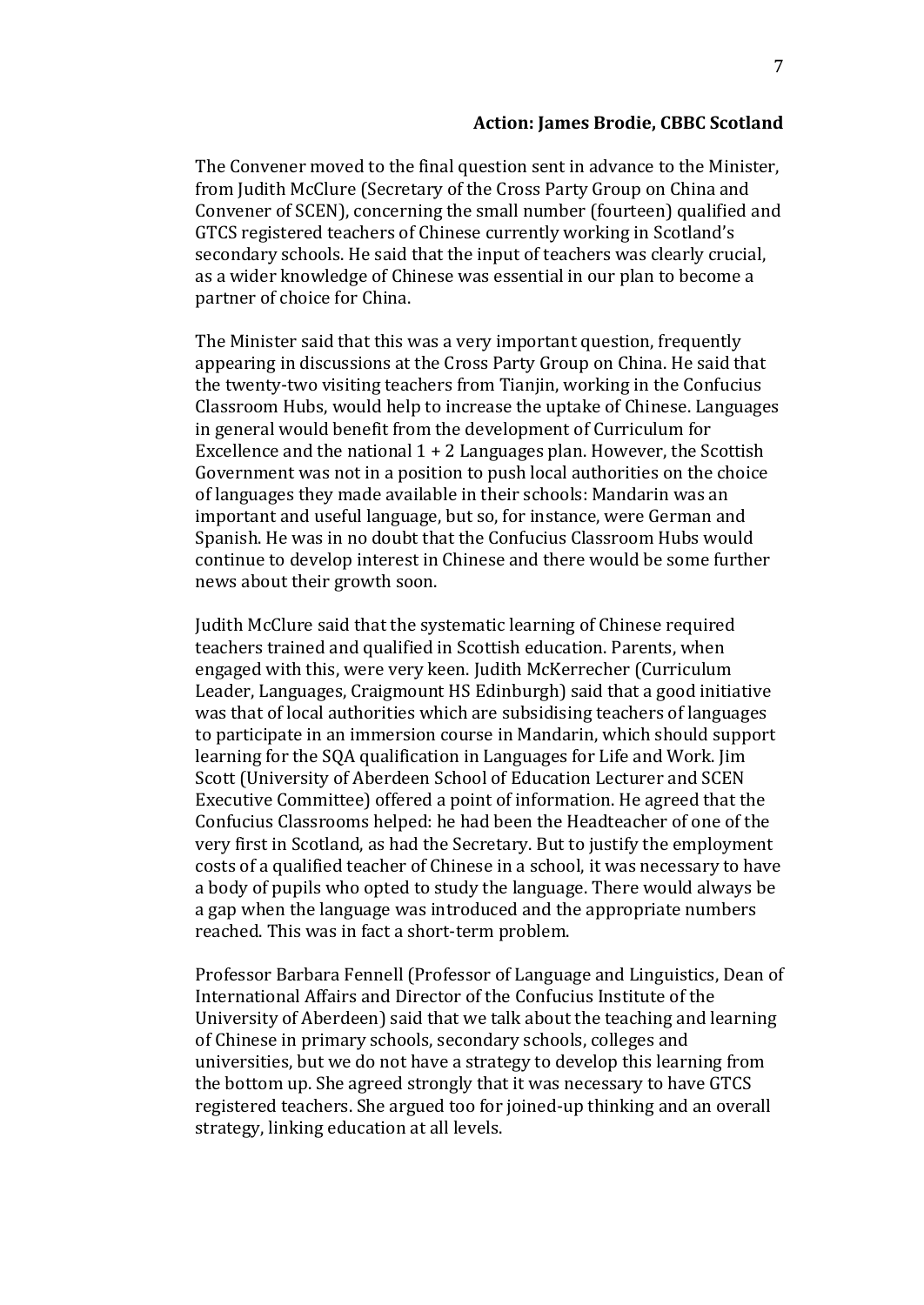**Action: James Brodie, CBBC Scotland**

The Convener moved to the final question sent in advance to the Minister, from Judith McClure (Secretary of the Cross Party Group on China and Convener of SCEN), concerning the small number (fourteen) qualified and GTCS registered teachers of Chinese currently working in Scotland's secondary schools. He said that the input of teachers was clearly crucial, as a wider knowledge of Chinese was essential in our plan to become a partner of choice for China.

The Minister said that this was a very important question, frequently appearing in discussions at the Cross Party Group on China. He said that the twenty-two visiting teachers from Tianjin, working in the Confucius Classroom Hubs, would help to increase the uptake of Chinese. Languages in general would benefit from the development of Curriculum for Excellence and the national 1 + 2 Languages plan. However, the Scottish Government was not in a position to push local authorities on the choice of languages they made available in their schools: Mandarin was an important and useful language, but so, for instance, were German and Spanish. He was in no doubt that the Confucius Classroom Hubs would continue to develop interest in Chinese and there would be some further news about their growth soon.

Judith McClure said that the systematic learning of Chinese required teachers trained and qualified in Scottish education. Parents, when engaged with this, were very keen. Judith McKerrecher (Curriculum Leader, Languages, Craigmount HS Edinburgh) said that a good initiative was that of local authorities which are subsidising teachers of languages to participate in an immersion course in Mandarin, which should support learning for the SQA qualification in Languages for Life and Work. Jim Scott (University of Aberdeen School of Education Lecturer and SCEN Executive Committee) offered a point of information. He agreed that the Confucius Classrooms helped: he had been the Headteacher of one of the very first in Scotland, as had the Secretary. But to justify the employment costs of a qualified teacher of Chinese in a school, it was necessary to have a body of pupils who opted to study the language. There would always be a gap when the language was introduced and the appropriate numbers reached. This was in fact a short-term problem.

Professor Barbara Fennell (Professor of Language and Linguistics, Dean of International Affairs and Director of the Confucius Institute of the University of Aberdeen) said that we talk about the teaching and learning of Chinese in primary schools, secondary schools, colleges and universities, but we do not have a strategy to develop this learning from the bottom up. She agreed strongly that it was necessary to have GTCS registered teachers. She argued too for joined-up thinking and an overall strategy, linking education at all levels.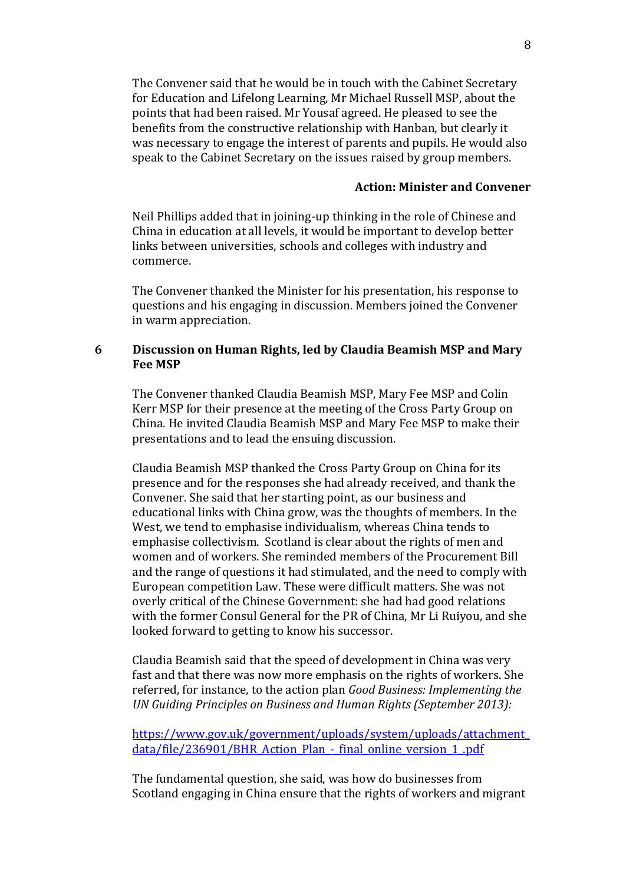The Convener said that he would be in touch with the Cabinet Secretary for Education and Lifelong Learning, Mr Michael Russell MSP, about the points that had been raised. Mr Yousaf agreed. He pleased to see the benefits from the constructive relationship with Hanban, but clearly it was necessary to engage the interest of parents and pupils. He would also speak to the Cabinet Secretary on the issues raised by group members.

**Action: Minister and Convener**

Neil Phillips added that in joining-up thinking in the role of Chinese and China in education at all levels, it would be important to develop better links between universities, schools and colleges with industry and commerce.

The Convener thanked the Minister for his presentation, his response to questions and his engaging in discussion. Members joined the Convener in warm appreciation.

## 6 Discussion on Human Rights, led by Claudia Beamish MSP and Mary Fee MSP

The Convener thanked Claudia Beamish MSP, Mary Fee MSP and Colin Kerr MSP for their presence at the meeting of the Cross Party Group on China. He invited Claudia Beamish MSP and Mary Fee MSP to make their presentations and to lead the ensuing discussion.

Claudia Beamish MSP thanked the Cross Party Group on China for its presence and for the responses she had already received, and thank the Convener. She said that her starting point, as our business and educational links with China grow, was the thoughts of members. In the West, we tend to emphasise individualism, whereas China tends to emphasise collectivism. Scotland is clear about the rights of men and women and of workers. She reminded members of the Procurement Bill and the range of questions it had stimulated, and the need to comply with European competition Law. These were difficult matters. She was not overly critical of the Chinese Government: she had had good relations with the former Consul General for the PR of China, Mr Li Ruiyou, and she looked forward to getting to know his successor.

Claudia Beamish said that the speed of development in China was very fast and that there was now more emphasis on the rights of workers. She referred, for instance, to the action plan *Good Business: Implementing the UN Guiding Principles on Business and Human Rights (September 2013):*

https://www.gov.uk/government/uploads/system/uploads/attachment_data/file/236901/BHR_Action_Plan_-_final_online_version_1_.pdf

The fundamental question, she said, was how do businesses from Scotland engaging in China ensure that the rights of workers and migrant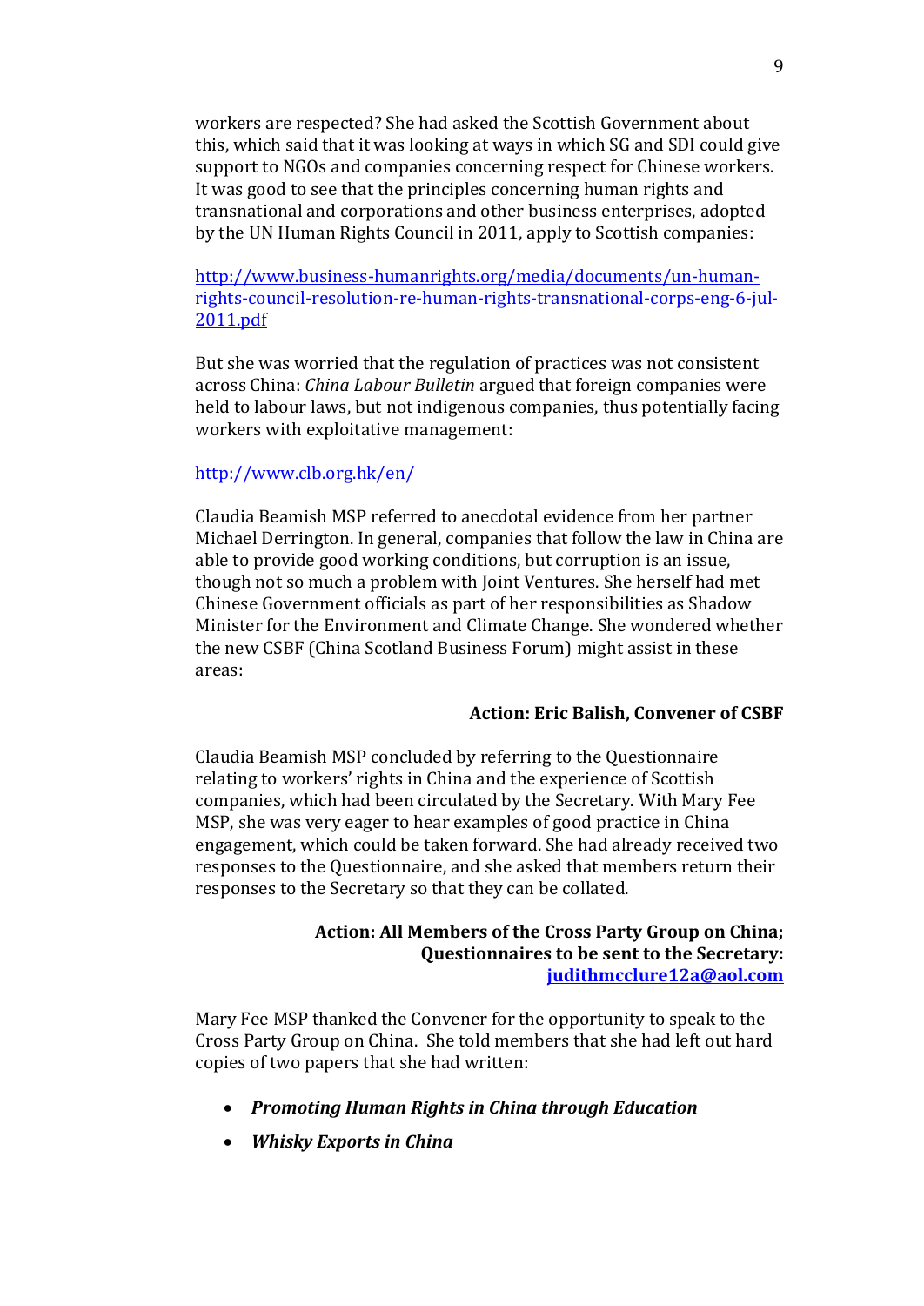workers are respected? She had asked the Scottish Government about this, which said that it was looking at ways in which SG and SDI could give support to NGOs and companies concerning respect for Chinese workers. It was good to see that the principles concerning human rights and transnational and corporations and other business enterprises, adopted by the UN Human Rights Council in 2011, apply to Scottish companies:

[http://www.business-humanrights.org/media/documents/un-human-rights-council-resolution-re-human-rights-transnational-corps-eng-6-jul-2011.pdf](http://www.business-humanrights.org/media/documents/un-human-rights-council-resolution-re-human-rights-transnational-corps-eng-6-jul-2011.pdf)

But she was worried that the regulation of practices was not consistent across China: *China Labour Bulletin* argued that foreign companies were held to labour laws, but not indigenous companies, thus potentially facing workers with exploitative management:

[http://www.clb.org.hk/en/](http://www.clb.org.hk/en/)

Claudia Beamish MSP referred to anecdotal evidence from her partner Michael Derrington. In general, companies that follow the law in China are able to provide good working conditions, but corruption is an issue, though not so much a problem with Joint Ventures. She herself had met Chinese Government officials as part of her responsibilities as Shadow Minister for the Environment and Climate Change. She wondered whether the new CSBF (China Scotland Business Forum) might assist in these areas:

**Action: Eric Balish, Convener of CSBF**

Claudia Beamish MSP concluded by referring to the Questionnaire relating to workers' rights in China and the experience of Scottish companies, which had been circulated by the Secretary. With Mary Fee MSP, she was very eager to hear examples of good practice in China engagement, which could be taken forward. She had already received two responses to the Questionnaire, and she asked that members return their responses to the Secretary so that they can be collated.

**Action: All Members of the Cross Party Group on China; Questionnaires to be sent to the Secretary: [judithmcclure12a@aol.com](mailto:judithmcclure12a@aol.com)**

Mary Fee MSP thanked the Convener for the opportunity to speak to the Cross Party Group on China. She told members that she had left out hard copies of two papers that she had written:

- ***Promoting Human Rights in China through Education***
- ***Whisky Exports in China***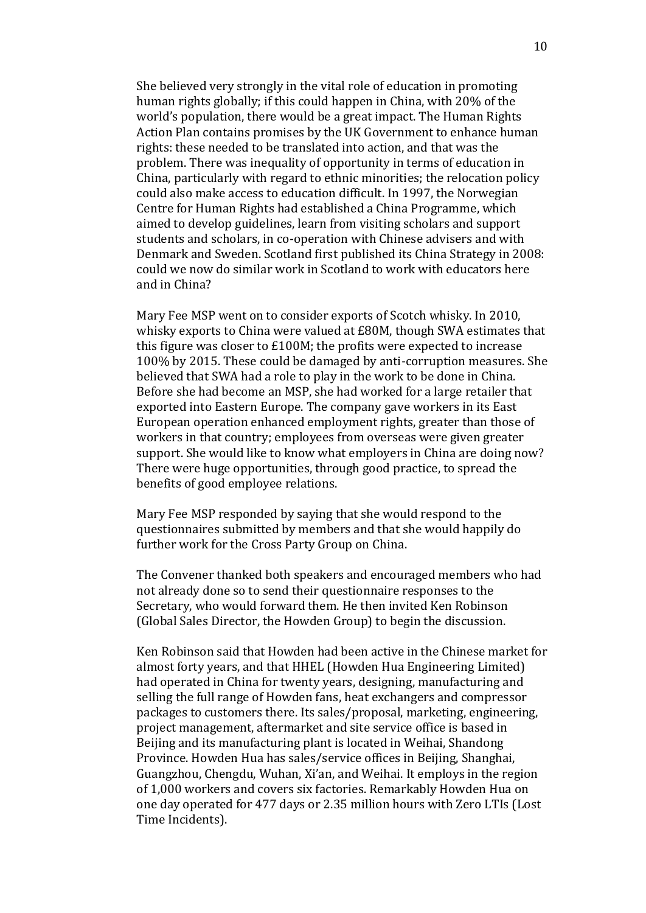She believed very strongly in the vital role of education in promoting human rights globally; if this could happen in China, with 20% of the world's population, there would be a great impact. The Human Rights Action Plan contains promises by the UK Government to enhance human rights: these needed to be translated into action, and that was the problem. There was inequality of opportunity in terms of education in China, particularly with regard to ethnic minorities; the relocation policy could also make access to education difficult. In 1997, the Norwegian Centre for Human Rights had established a China Programme, which aimed to develop guidelines, learn from visiting scholars and support students and scholars, in co-operation with Chinese advisers and with Denmark and Sweden. Scotland first published its China Strategy in 2008: could we now do similar work in Scotland to work with educators here and in China?

Mary Fee MSP went on to consider exports of Scotch whisky. In 2010, whisky exports to China were valued at £80M, though SWA estimates that this figure was closer to £100M; the profits were expected to increase 100% by 2015. These could be damaged by anti-corruption measures. She believed that SWA had a role to play in the work to be done in China. Before she had become an MSP, she had worked for a large retailer that exported into Eastern Europe. The company gave workers in its East European operation enhanced employment rights, greater than those of workers in that country; employees from overseas were given greater support. She would like to know what employers in China are doing now? There were huge opportunities, through good practice, to spread the benefits of good employee relations.

Mary Fee MSP responded by saying that she would respond to the questionnaires submitted by members and that she would happily do further work for the Cross Party Group on China.

The Convener thanked both speakers and encouraged members who had not already done so to send their questionnaire responses to the Secretary, who would forward them. He then invited Ken Robinson (Global Sales Director, the Howden Group) to begin the discussion.

Ken Robinson said that Howden had been active in the Chinese market for almost forty years, and that HHEL (Howden Hua Engineering Limited) had operated in China for twenty years, designing, manufacturing and selling the full range of Howden fans, heat exchangers and compressor packages to customers there. Its sales/proposal, marketing, engineering, project management, aftermarket and site service office is based in Beijing and its manufacturing plant is located in Weihai, Shandong Province. Howden Hua has sales/service offices in Beijing, Shanghai, Guangzhou, Chengdu, Wuhan, Xi'an, and Weihai. It employs in the region of 1,000 workers and covers six factories. Remarkably Howden Hua on one day operated for 477 days or 2.35 million hours with Zero LTIs (Lost Time Incidents).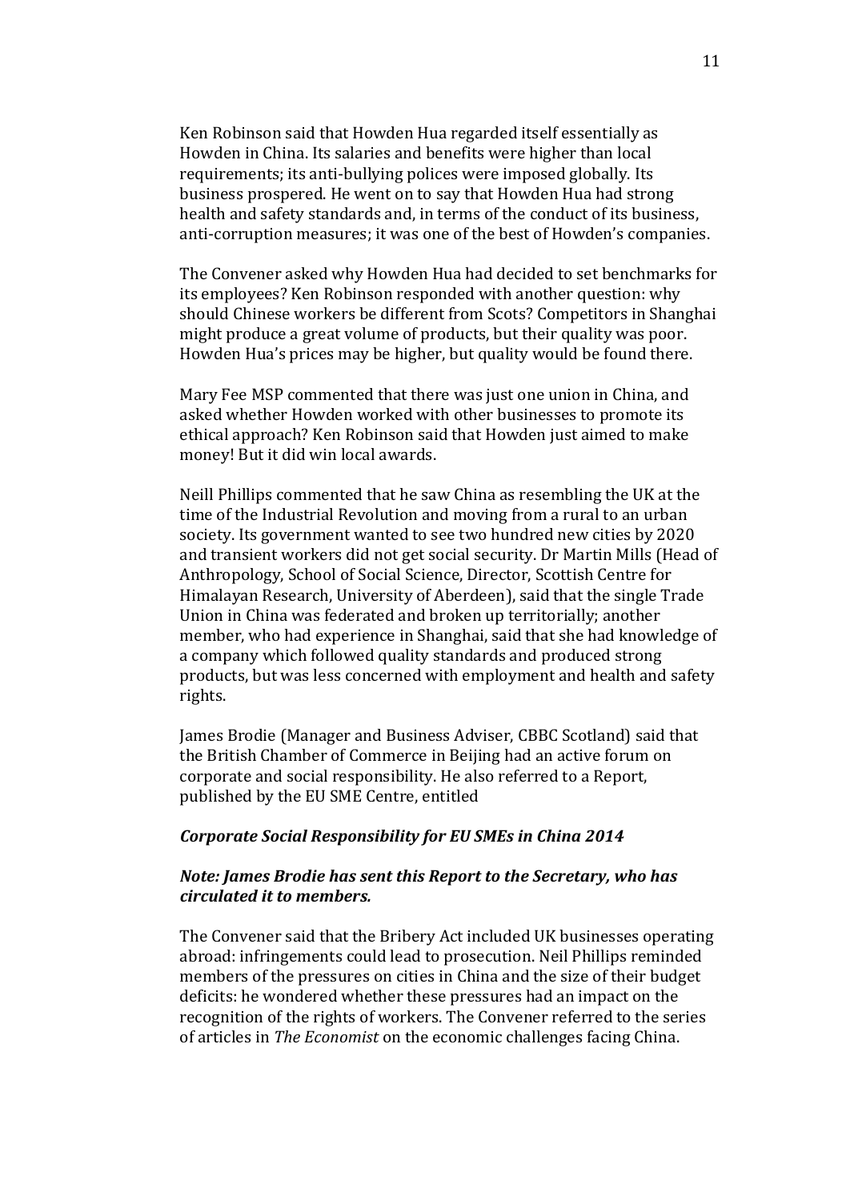Ken Robinson said that Howden Hua regarded itself essentially as Howden in China. Its salaries and benefits were higher than local requirements; its anti-bullying polices were imposed globally. Its business prospered. He went on to say that Howden Hua had strong health and safety standards and, in terms of the conduct of its business, anti-corruption measures; it was one of the best of Howden's companies.

The Convener asked why Howden Hua had decided to set benchmarks for its employees? Ken Robinson responded with another question: why should Chinese workers be different from Scots? Competitors in Shanghai might produce a great volume of products, but their quality was poor. Howden Hua's prices may be higher, but quality would be found there.

Mary Fee MSP commented that there was just one union in China, and asked whether Howden worked with other businesses to promote its ethical approach? Ken Robinson said that Howden just aimed to make money! But it did win local awards.

Neill Phillips commented that he saw China as resembling the UK at the time of the Industrial Revolution and moving from a rural to an urban society. Its government wanted to see two hundred new cities by 2020 and transient workers did not get social security. Dr Martin Mills (Head of Anthropology, School of Social Science, Director, Scottish Centre for Himalayan Research, University of Aberdeen), said that the single Trade Union in China was federated and broken up territorially; another member, who had experience in Shanghai, said that she had knowledge of a company which followed quality standards and produced strong products, but was less concerned with employment and health and safety rights.

James Brodie (Manager and Business Adviser, CBBC Scotland) said that the British Chamber of Commerce in Beijing had an active forum on corporate and social responsibility. He also referred to a Report, published by the EU SME Centre, entitled

***Corporate Social Responsibility for EU SMEs in China 2014***

***Note: James Brodie has sent this Report to the Secretary, who has circulated it to members.***

The Convener said that the Bribery Act included UK businesses operating abroad: infringements could lead to prosecution. Neil Phillips reminded members of the pressures on cities in China and the size of their budget deficits: he wondered whether these pressures had an impact on the recognition of the rights of workers. The Convener referred to the series of articles in *The Economist* on the economic challenges facing China.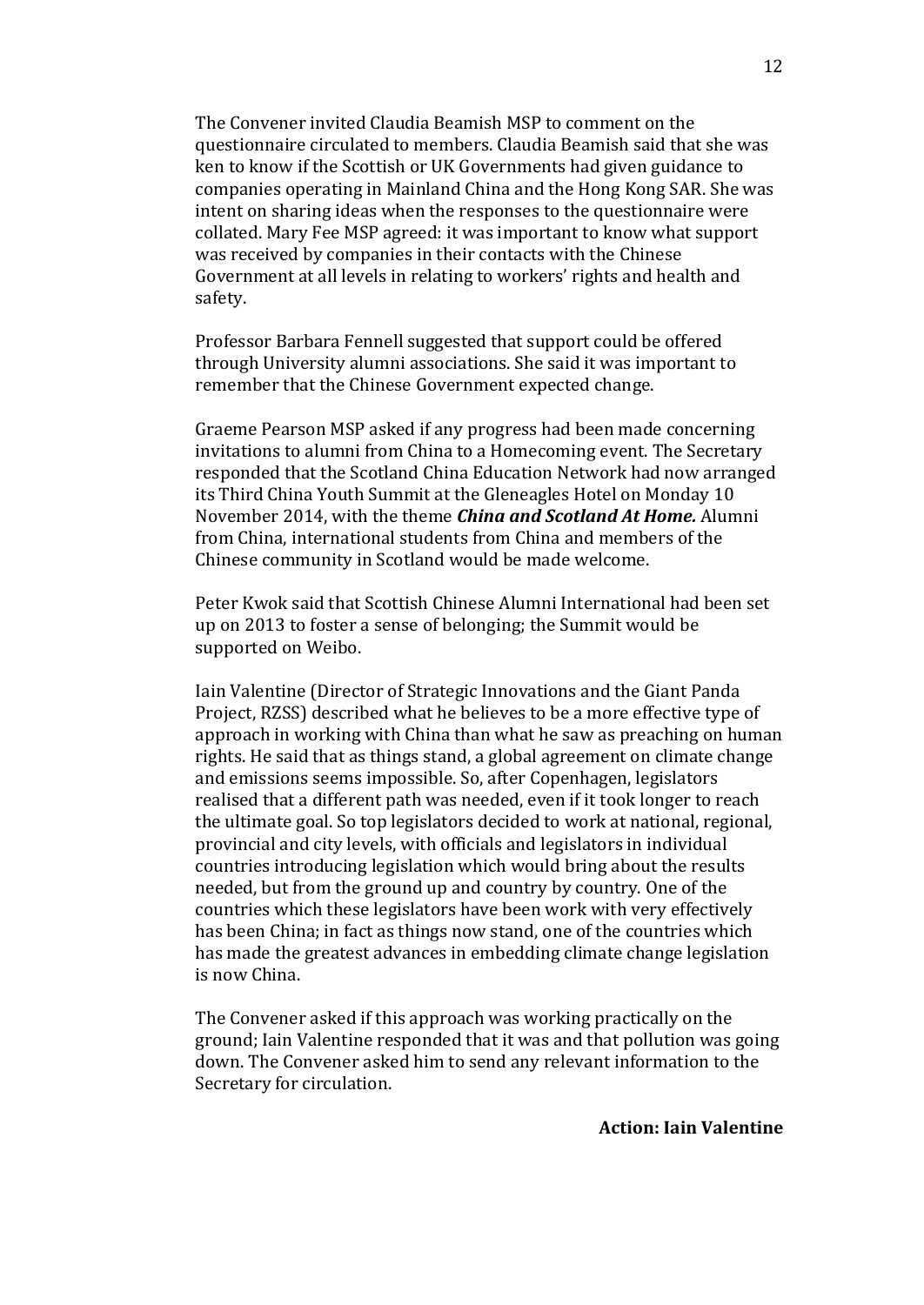The Convener invited Claudia Beamish MSP to comment on the questionnaire circulated to members. Claudia Beamish said that she was ken to know if the Scottish or UK Governments had given guidance to companies operating in Mainland China and the Hong Kong SAR. She was intent on sharing ideas when the responses to the questionnaire were collated. Mary Fee MSP agreed: it was important to know what support was received by companies in their contacts with the Chinese Government at all levels in relating to workers' rights and health and safety.

Professor Barbara Fennell suggested that support could be offered through University alumni associations. She said it was important to remember that the Chinese Government expected change.

Graeme Pearson MSP asked if any progress had been made concerning invitations to alumni from China to a Homecoming event. The Secretary responded that the Scotland China Education Network had now arranged its Third China Youth Summit at the Gleneagles Hotel on Monday 10 November 2014, with the theme ***China and Scotland At Home.*** Alumni from China, international students from China and members of the Chinese community in Scotland would be made welcome.

Peter Kwok said that Scottish Chinese Alumni International had been set up on 2013 to foster a sense of belonging; the Summit would be supported on Weibo.

Iain Valentine (Director of Strategic Innovations and the Giant Panda Project, RZSS) described what he believes to be a more effective type of approach in working with China than what he saw as preaching on human rights. He said that as things stand, a global agreement on climate change and emissions seems impossible. So, after Copenhagen, legislators realised that a different path was needed, even if it took longer to reach the ultimate goal. So top legislators decided to work at national, regional, provincial and city levels, with officials and legislators in individual countries introducing legislation which would bring about the results needed, but from the ground up and country by country. One of the countries which these legislators have been work with very effectively has been China; in fact as things now stand, one of the countries which has made the greatest advances in embedding climate change legislation is now China.

The Convener asked if this approach was working practically on the ground; Iain Valentine responded that it was and that pollution was going down. The Convener asked him to send any relevant information to the Secretary for circulation.

**Action: Iain Valentine**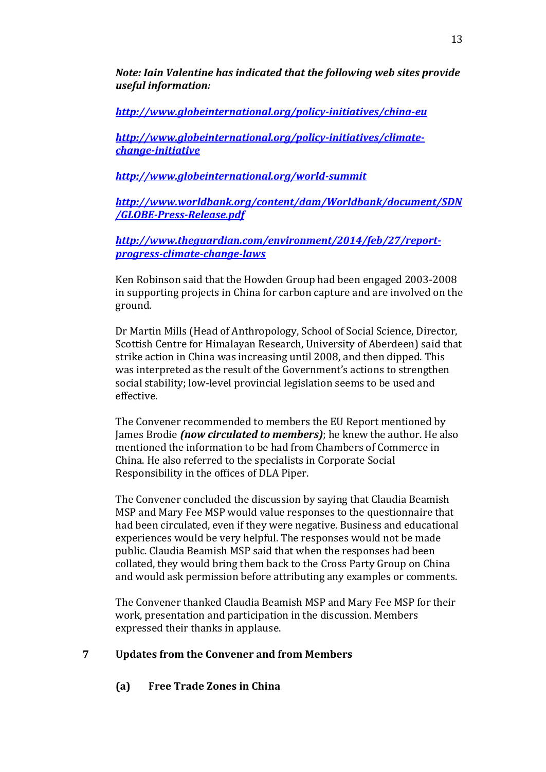***Note: Iain Valentine has indicated that the following web sites provide useful information:***

***http://www.globeinternational.org/policy-initiatives/china-eu***

***http://www.globeinternational.org/policy-initiatives/climate-change-initiative***

***http://www.globeinternational.org/world-summit***

***http://www.worldbank.org/content/dam/Worldbank/document/SDN/GLOBE-Press-Release.pdf***

***http://www.theguardian.com/environment/2014/feb/27/report-progress-climate-change-laws***

Ken Robinson said that the Howden Group had been engaged 2003-2008 in supporting projects in China for carbon capture and are involved on the ground.

Dr Martin Mills (Head of Anthropology, School of Social Science, Director, Scottish Centre for Himalayan Research, University of Aberdeen) said that strike action in China was increasing until 2008, and then dipped. This was interpreted as the result of the Government's actions to strengthen social stability; low-level provincial legislation seems to be used and effective.

The Convener recommended to members the EU Report mentioned by James Brodie ***(now circulated to members)***; he knew the author. He also mentioned the information to be had from Chambers of Commerce in China. He also referred to the specialists in Corporate Social Responsibility in the offices of DLA Piper.

The Convener concluded the discussion by saying that Claudia Beamish MSP and Mary Fee MSP would value responses to the questionnaire that had been circulated, even if they were negative. Business and educational experiences would be very helpful. The responses would not be made public. Claudia Beamish MSP said that when the responses had been collated, they would bring them back to the Cross Party Group on China and would ask permission before attributing any examples or comments.

The Convener thanked Claudia Beamish MSP and Mary Fee MSP for their work, presentation and participation in the discussion. Members expressed their thanks in applause.

## 7 Updates from the Convener and from Members

### (a) Free Trade Zones in China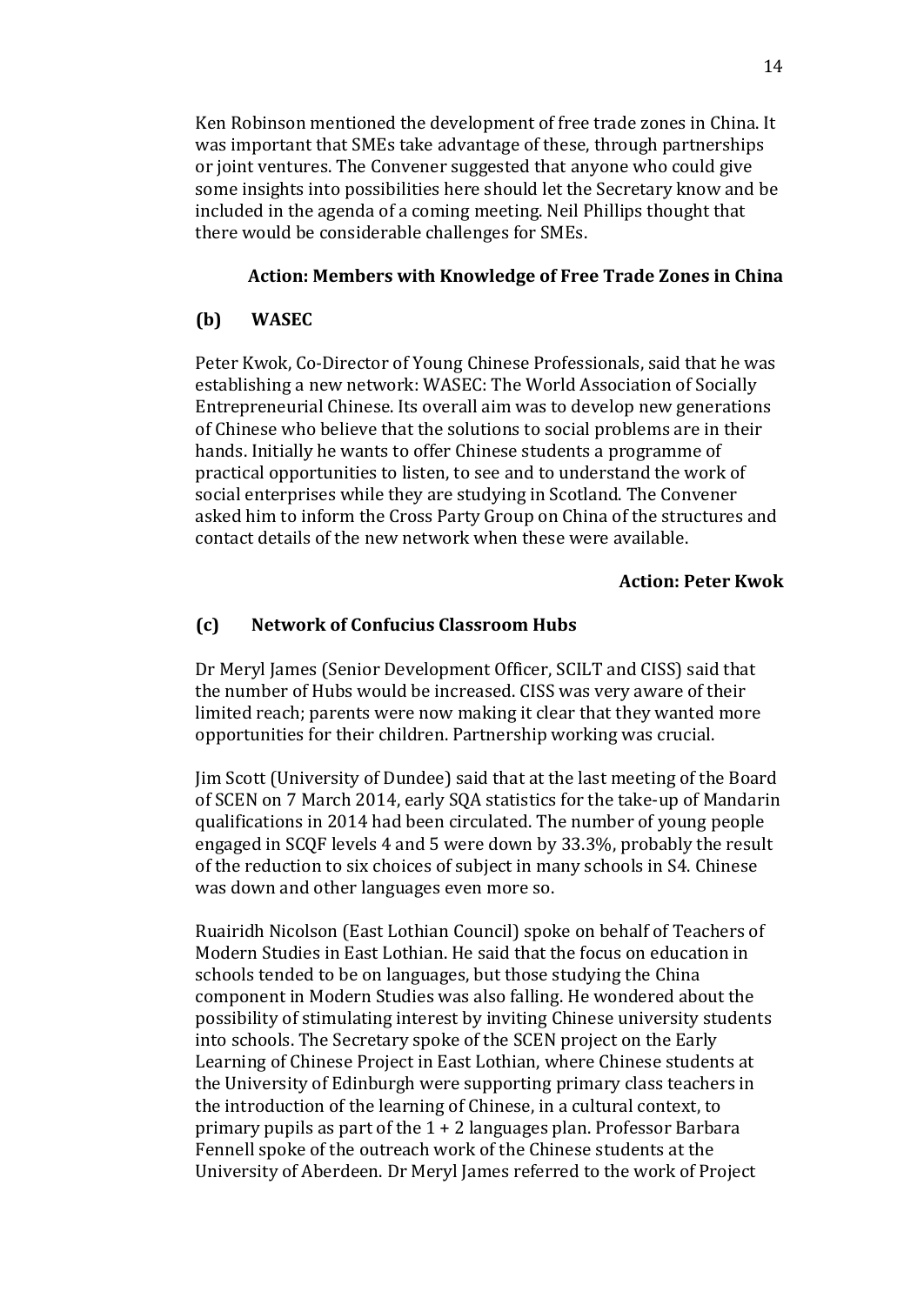Ken Robinson mentioned the development of free trade zones in China. It was important that SMEs take advantage of these, through partnerships or joint ventures. The Convener suggested that anyone who could give some insights into possibilities here should let the Secretary know and be included in the agenda of a coming meeting. Neil Phillips thought that there would be considerable challenges for SMEs.

**Action: Members with Knowledge of Free Trade Zones in China**

### (b) WASEC

Peter Kwok, Co-Director of Young Chinese Professionals, said that he was establishing a new network: WASEC: The World Association of Socially Entrepreneurial Chinese. Its overall aim was to develop new generations of Chinese who believe that the solutions to social problems are in their hands. Initially he wants to offer Chinese students a programme of practical opportunities to listen, to see and to understand the work of social enterprises while they are studying in Scotland. The Convener asked him to inform the Cross Party Group on China of the structures and contact details of the new network when these were available.

**Action: Peter Kwok**

### (c) Network of Confucius Classroom Hubs

Dr Meryl James (Senior Development Officer, SCILT and CISS) said that the number of Hubs would be increased. CISS was very aware of their limited reach; parents were now making it clear that they wanted more opportunities for their children. Partnership working was crucial.

Jim Scott (University of Dundee) said that at the last meeting of the Board of SCEN on 7 March 2014, early SQA statistics for the take-up of Mandarin qualifications in 2014 had been circulated. The number of young people engaged in SCQF levels 4 and 5 were down by 33.3%, probably the result of the reduction to six choices of subject in many schools in S4. Chinese was down and other languages even more so.

Ruairidh Nicolson (East Lothian Council) spoke on behalf of Teachers of Modern Studies in East Lothian. He said that the focus on education in schools tended to be on languages, but those studying the China component in Modern Studies was also falling. He wondered about the possibility of stimulating interest by inviting Chinese university students into schools. The Secretary spoke of the SCEN project on the Early Learning of Chinese Project in East Lothian, where Chinese students at the University of Edinburgh were supporting primary class teachers in the introduction of the learning of Chinese, in a cultural context, to primary pupils as part of the 1 + 2 languages plan. Professor Barbara Fennell spoke of the outreach work of the Chinese students at the University of Aberdeen. Dr Meryl James referred to the work of Project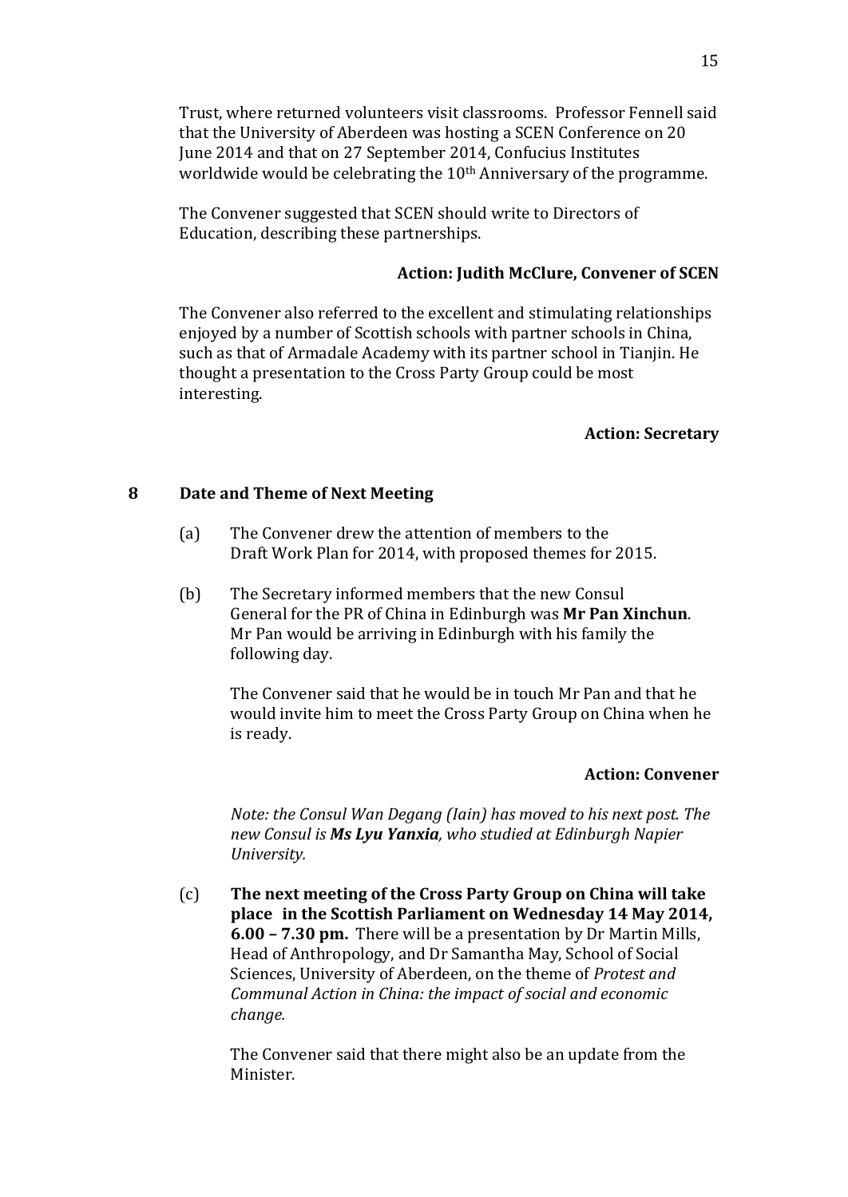Trust, where returned volunteers visit classrooms. Professor Fennell said that the University of Aberdeen was hosting a SCEN Conference on 20 June 2014 and that on 27 September 2014, Confucius Institutes worldwide would be celebrating the 10th Anniversary of the programme.

The Convener suggested that SCEN should write to Directors of Education, describing these partnerships.

**Action: Judith McClure, Convener of SCEN**

The Convener also referred to the excellent and stimulating relationships enjoyed by a number of Scottish schools with partner schools in China, such as that of Armadale Academy with its partner school in Tianjin. He thought a presentation to the Cross Party Group could be most interesting.

**Action: Secretary**

## 8 Date and Theme of Next Meeting

(a) The Convener drew the attention of members to the Draft Work Plan for 2014, with proposed themes for 2015.

(b) The Secretary informed members that the new Consul General for the PR of China in Edinburgh was **Mr Pan Xinchun**. Mr Pan would be arriving in Edinburgh with his family the following day.

The Convener said that he would be in touch Mr Pan and that he would invite him to meet the Cross Party Group on China when he is ready.

**Action: Convener**

*Note: the Consul Wan Degang (Iain) has moved to his next post. The new Consul is **Ms Lyu Yanxia**, who studied at Edinburgh Napier University.*

(c) **The next meeting of the Cross Party Group on China will take place in the Scottish Parliament on Wednesday 14 May 2014, 6.00 – 7.30 pm.** There will be a presentation by Dr Martin Mills, Head of Anthropology, and Dr Samantha May, School of Social Sciences, University of Aberdeen, on the theme of *Protest and Communal Action in China: the impact of social and economic change.*

The Convener said that there might also be an update from the Minister.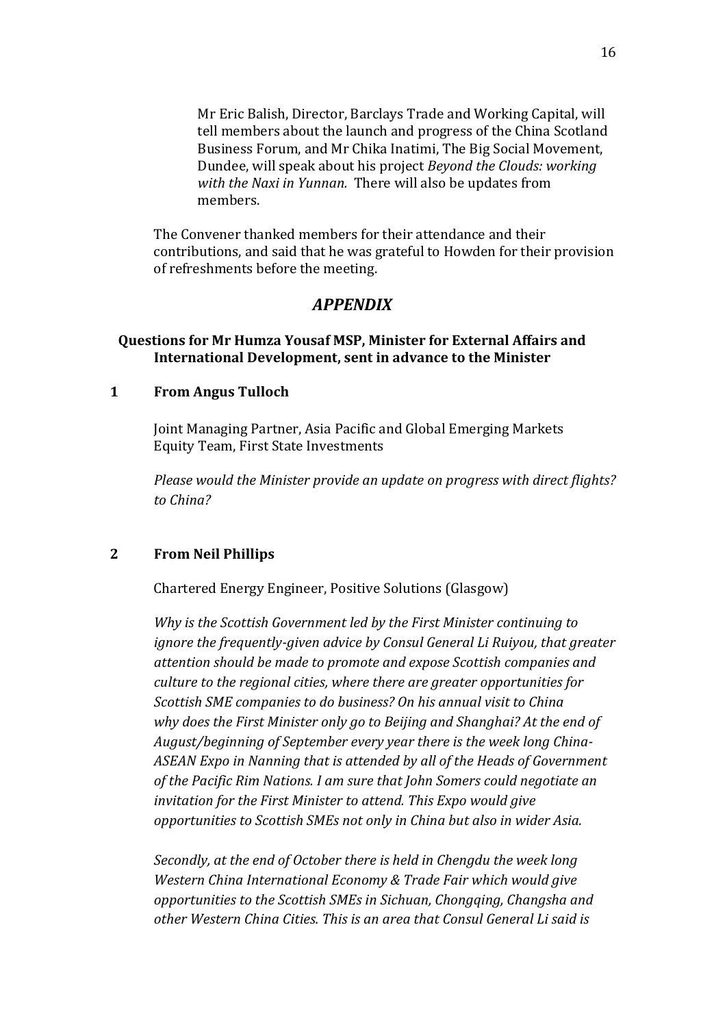Mr Eric Balish, Director, Barclays Trade and Working Capital, will tell members about the launch and progress of the China Scotland Business Forum, and Mr Chika Inatimi, The Big Social Movement, Dundee, will speak about his project *Beyond the Clouds: working with the Naxi in Yunnan.* There will also be updates from members.

The Convener thanked members for their attendance and their contributions, and said that he was grateful to Howden for their provision of refreshments before the meeting.

## *APPENDIX*

### Questions for Mr Humza Yousaf MSP, Minister for External Affairs and International Development, sent in advance to the Minister

### 1 From Angus Tulloch

Joint Managing Partner, Asia Pacific and Global Emerging Markets Equity Team, First State Investments

*Please would the Minister provide an update on progress with direct flights? to China?*

### 2 From Neil Phillips

Chartered Energy Engineer, Positive Solutions (Glasgow)

*Why is the Scottish Government led by the First Minister continuing to ignore the frequently-given advice by Consul General Li Ruiyou, that greater attention should be made to promote and expose Scottish companies and culture to the regional cities, where there are greater opportunities for Scottish SME companies to do business? On his annual visit to China why does the First Minister only go to Beijing and Shanghai? At the end of August/beginning of September every year there is the week long China-ASEAN Expo in Nanning that is attended by all of the Heads of Government of the Pacific Rim Nations. I am sure that John Somers could negotiate an invitation for the First Minister to attend. This Expo would give opportunities to Scottish SMEs not only in China but also in wider Asia.*

*Secondly, at the end of October there is held in Chengdu the week long Western China International Economy & Trade Fair which would give opportunities to the Scottish SMEs in Sichuan, Chongqing, Changsha and other Western China Cities. This is an area that Consul General Li said is*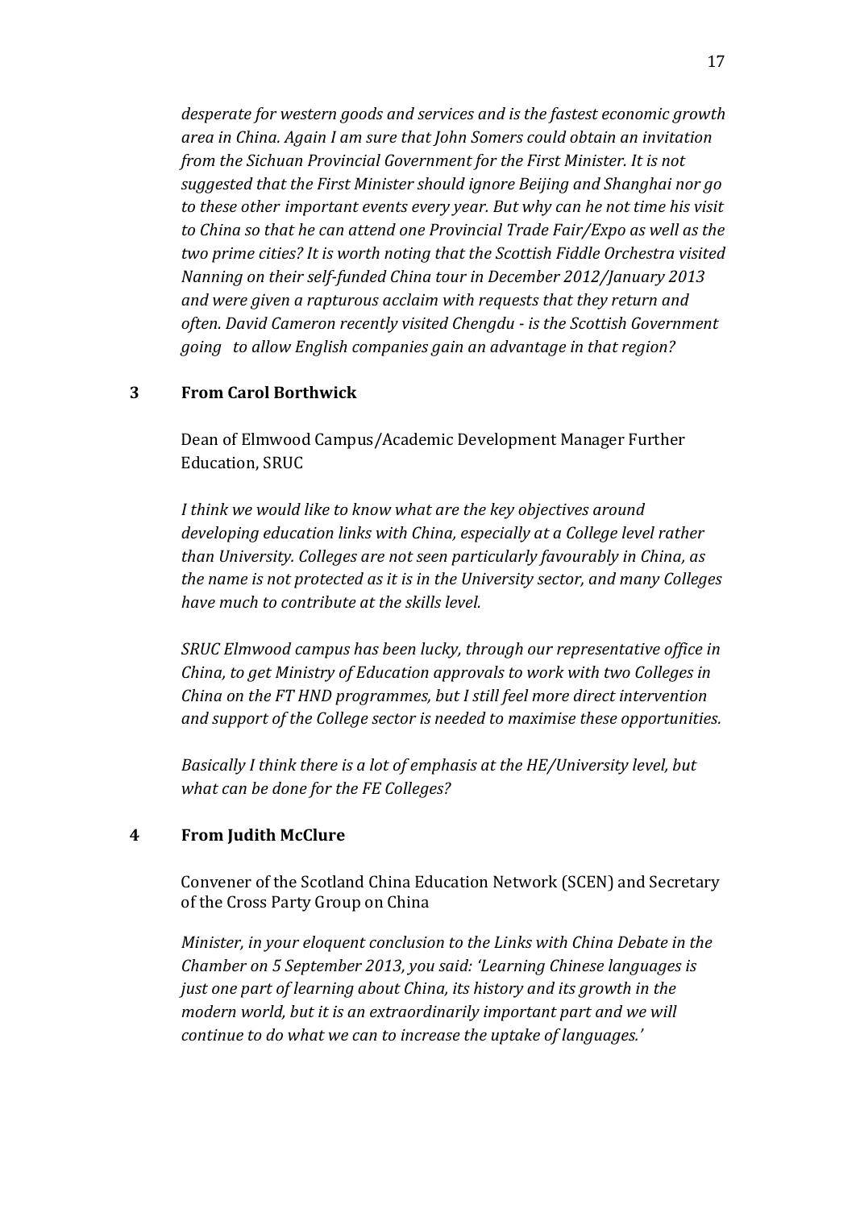*desperate for western goods and services and is the fastest economic growth area in China. Again I am sure that John Somers could obtain an invitation from the Sichuan Provincial Government for the First Minister. It is not suggested that the First Minister should ignore Beijing and Shanghai nor go to these other important events every year. But why can he not time his visit to China so that he can attend one Provincial Trade Fair/Expo as well as the two prime cities? It is worth noting that the Scottish Fiddle Orchestra visited Nanning on their self-funded China tour in December 2012/January 2013 and were given a rapturous acclaim with requests that they return and often. David Cameron recently visited Chengdu - is the Scottish Government going to allow English companies gain an advantage in that region?*

## 3 From Carol Borthwick

Dean of Elmwood Campus/Academic Development Manager Further Education, SRUC

*I think we would like to know what are the key objectives around developing education links with China, especially at a College level rather than University. Colleges are not seen particularly favourably in China, as the name is not protected as it is in the University sector, and many Colleges have much to contribute at the skills level.*

*SRUC Elmwood campus has been lucky, through our representative office in China, to get Ministry of Education approvals to work with two Colleges in China on the FT HND programmes, but I still feel more direct intervention and support of the College sector is needed to maximise these opportunities.*

*Basically I think there is a lot of emphasis at the HE/University level, but what can be done for the FE Colleges?*

## 4 From Judith McClure

Convener of the Scotland China Education Network (SCEN) and Secretary of the Cross Party Group on China

*Minister, in your eloquent conclusion to the Links with China Debate in the Chamber on 5 September 2013, you said: 'Learning Chinese languages is just one part of learning about China, its history and its growth in the modern world, but it is an extraordinarily important part and we will continue to do what we can to increase the uptake of languages.'*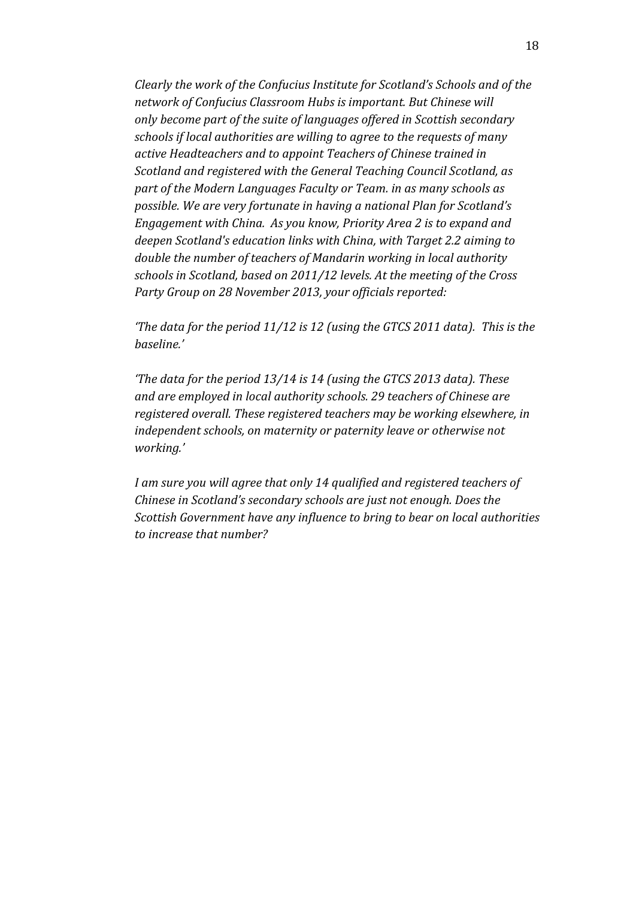*Clearly the work of the Confucius Institute for Scotland's Schools and of the network of Confucius Classroom Hubs is important. But Chinese will only become part of the suite of languages offered in Scottish secondary schools if local authorities are willing to agree to the requests of many active Headteachers and to appoint Teachers of Chinese trained in Scotland and registered with the General Teaching Council Scotland, as part of the Modern Languages Faculty or Team. in as many schools as possible. We are very fortunate in having a national Plan for Scotland's Engagement with China. As you know, Priority Area 2 is to expand and deepen Scotland's education links with China, with Target 2.2 aiming to double the number of teachers of Mandarin working in local authority schools in Scotland, based on 2011/12 levels. At the meeting of the Cross Party Group on 28 November 2013, your officials reported:*

*'The data for the period 11/12 is 12 (using the GTCS 2011 data). This is the baseline.'*

*'The data for the period 13/14 is 14 (using the GTCS 2013 data). These and are employed in local authority schools. 29 teachers of Chinese are registered overall. These registered teachers may be working elsewhere, in independent schools, on maternity or paternity leave or otherwise not working.'*

*I am sure you will agree that only 14 qualified and registered teachers of Chinese in Scotland's secondary schools are just not enough. Does the Scottish Government have any influence to bring to bear on local authorities to increase that number?*